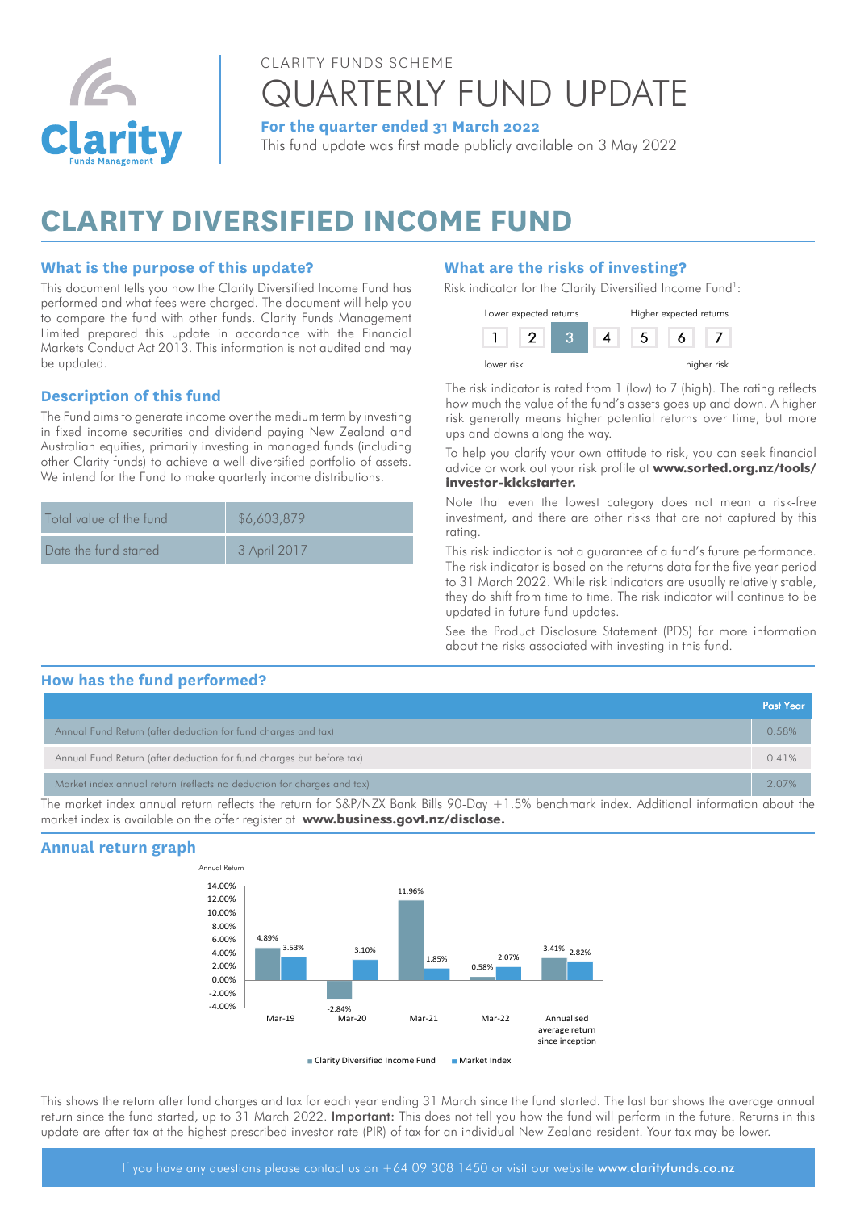CLARITY FUNDS SCHEME

# QUARTERLY FUND UPDATE

**For the quarter ended 31 March 2022**

This fund update was first made publicly available on 3 May 2022

# CLARITY DIVERSIFIED INCOME FUND

## What is the purpose of this update?

This document tells you how the Clarity Diversified Income Fund has performed and what fees were charged. The document will help you to compare the fund with other funds. Clarity Funds Management Limited prepared this update in accordance with the Financial Markets Conduct Act 2013. This information is not audited and may be updated.

## Description of this fund

The Fund aims to generate income over the medium term by investing in fixed income securities and dividend paying New Zealand and Australian equities, primarily investing in managed funds (including other Clarity funds) to achieve a well-diversified portfolio of assets. We intend for the Fund to make quarterly income distributions.

| | |
|---|---|
| Total value of the fund | $6,603,879 |
| Date the fund started | 3 April 2017 |

## What are the risks of investing?

Risk indicator for the Clarity Diversified Income Fund[1]:

Lower expected returns — Higher expected returns

| 1 | 2 | **3** | 4 | 5 | 6 | 7 |
|---|---|---|---|---|---|---|

lower risk — higher risk

The risk indicator is rated from 1 (low) to 7 (high). The rating reflects how much the value of the fund's assets goes up and down. A higher risk generally means higher potential returns over time, but more ups and downs along the way.

To help you clarify your own attitude to risk, you can seek financial advice or work out your risk profile at **www.sorted.org.nz/tools/investor-kickstarter.**

Note that even the lowest category does not mean a risk-free investment, and there are other risks that are not captured by this rating.

This risk indicator is not a guarantee of a fund's future performance. The risk indicator is based on the returns data for the five year period to 31 March 2022. While risk indicators are usually relatively stable, they do shift from time to time. The risk indicator will continue to be updated in future fund updates.

See the Product Disclosure Statement (PDS) for more information about the risks associated with investing in this fund.

## How has the fund performed?

| | Past Year |
|---|---|
| Annual Fund Return (after deduction for fund charges and tax) | 0.58% |
| Annual Fund Return (after deduction for fund charges but before tax) | 0.41% |
| Market index annual return (reflects no deduction for charges and tax) | 2.07% |

The market index annual return reflects the return for S&P/NZX Bank Bills 90-Day +1.5% benchmark index. Additional information about the market index is available on the offer register at **www.business.govt.nz/disclose.**

## Annual return graph

| Annual Return | Clarity Diversified Income Fund | Market Index |
|---|---|---|
| Mar-19 | 4.89% | 3.53% |
| Mar-20 | -2.84% | 3.10% |
| Mar-21 | 11.96% | 1.85% |
| Mar-22 | 0.58% | 2.07% |
| Annualised average return since inception | 3.41% | 2.82% |

This shows the return after fund charges and tax for each year ending 31 March since the fund started. The last bar shows the average annual return since the fund started, up to 31 March 2022. **Important:** This does not tell you how the fund will perform in the future. Returns in this update are after tax at the highest prescribed investor rate (PIR) of tax for an individual New Zealand resident. Your tax may be lower.

If you have any questions please contact us on +64 09 308 1450 or visit our website **www.clarityfunds.co.nz**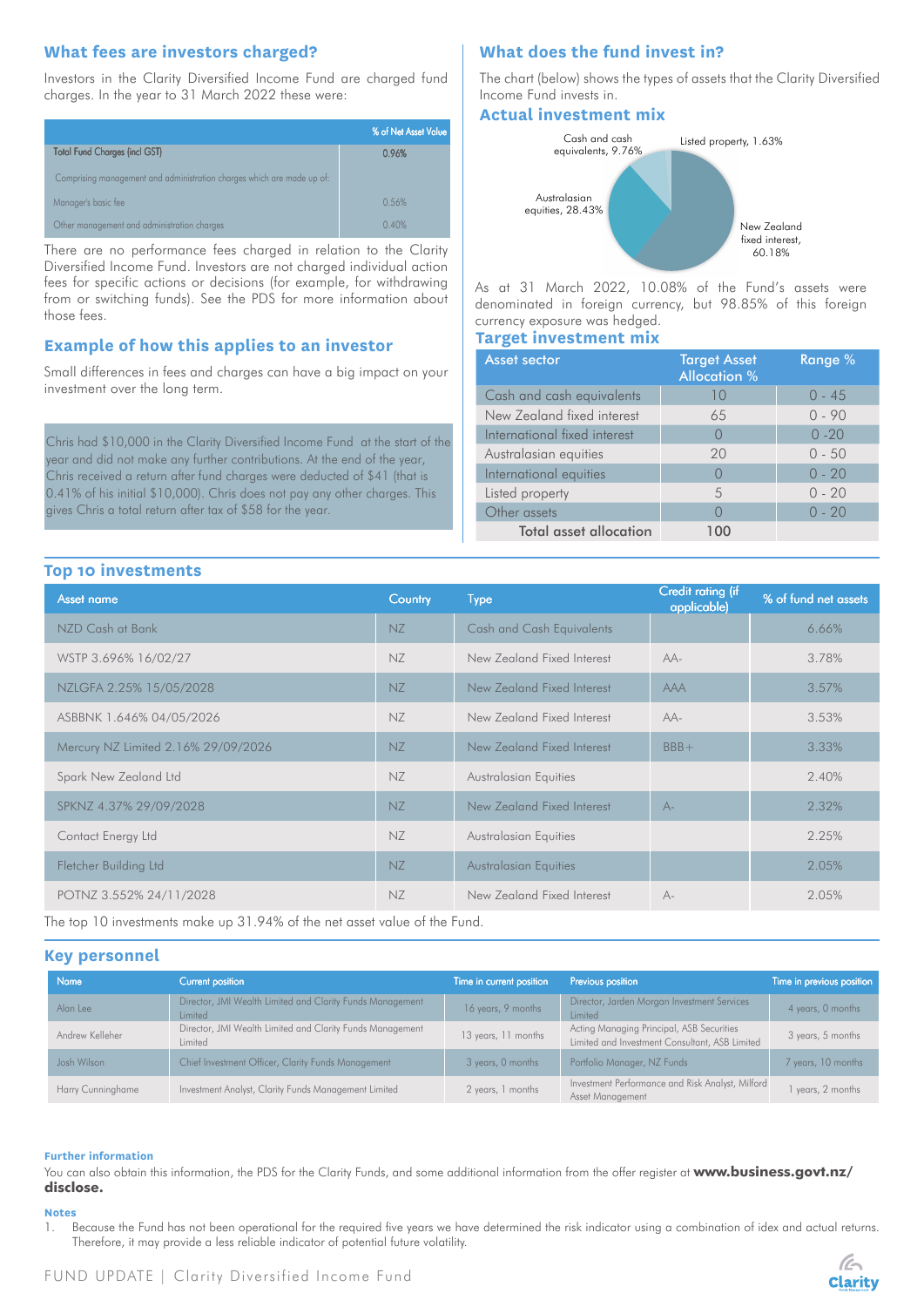## What fees are investors charged?

Investors in the Clarity Diversified Income Fund are charged fund charges. In the year to 31 March 2022 these were:

| | % of Net Asset Value |
|---|---|
| Total Fund Charges (incl GST) | 0.96% |
| Comprising management and administration charges which are made up of: | |
| Manager's basic fee | 0.56% |
| Other management and administration charges | 0.40% |

There are no performance fees charged in relation to the Clarity Diversified Income Fund. Investors are not charged individual action fees for specific actions or decisions (for example, for withdrawing from or switching funds). See the PDS for more information about those fees.

## Example of how this applies to an investor

Small differences in fees and charges can have a big impact on your investment over the long term.

Chris had $10,000 in the Clarity Diversified Income Fund at the start of the year and did not make any further contributions. At the end of the year, Chris received a return after fund charges were deducted of $41 (that is 0.41% of his initial $10,000). Chris does not pay any other charges. This gives Chris a total return after tax of $58 for the year.

## What does the fund invest in?

The chart (below) shows the types of assets that the Clarity Diversified Income Fund invests in.

### Actual investment mix

Cash and cash equivalents, 9.76%
Listed property, 1.63%
Australasian equities, 28.43%
New Zealand fixed interest, 60.18%

As at 31 March 2022, 10.08% of the Fund's assets were denominated in foreign currency, but 98.85% of this foreign currency exposure was hedged.

### Target investment mix

| Asset sector | Target Asset Allocation % | Range % |
|---|---|---|
| Cash and cash equivalents | 10 | 0 - 45 |
| New Zealand fixed interest | 65 | 0 - 90 |
| International fixed interest | 0 | 0 -20 |
| Australasian equities | 20 | 0 - 50 |
| International equities | 0 | 0 - 20 |
| Listed property | 5 | 0 - 20 |
| Other assets | 0 | 0 - 20 |
| Total asset allocation | 100 | |

## Top 10 investments

| Asset name | Country | Type | Credit rating (if applicable) | % of fund net assets |
|---|---|---|---|---|
| NZD Cash at Bank | NZ | Cash and Cash Equivalents | | 6.66% |
| WSTP 3.696% 16/02/27 | NZ | New Zealand Fixed Interest | AA- | 3.78% |
| NZLGFA 2.25% 15/05/2028 | NZ | New Zealand Fixed Interest | AAA | 3.57% |
| ASBBNK 1.646% 04/05/2026 | NZ | New Zealand Fixed Interest | AA- | 3.53% |
| Mercury NZ Limited 2.16% 29/09/2026 | NZ | New Zealand Fixed Interest | BBB+ | 3.33% |
| Spark New Zealand Ltd | NZ | Australasian Equities | | 2.40% |
| SPKNZ 4.37% 29/09/2028 | NZ | New Zealand Fixed Interest | A- | 2.32% |
| Contact Energy Ltd | NZ | Australasian Equities | | 2.25% |
| Fletcher Building Ltd | NZ | Australasian Equities | | 2.05% |
| POTNZ 3.552% 24/11/2028 | NZ | New Zealand Fixed Interest | A- | 2.05% |

The top 10 investments make up 31.94% of the net asset value of the Fund.

## Key personnel

| Name | Current position | Time in current position | Previous position | Time in previous position |
|---|---|---|---|---|
| Alan Lee | Director, JMI Wealth Limited and Clarity Funds Management Limited | 16 years, 9 months | Director, Jarden Morgan Investment Services Limited | 4 years, 0 months |
| Andrew Kelleher | Director, JMI Wealth Limited and Clarity Funds Management Limited | 13 years, 11 months | Acting Managing Principal, ASB Securities Limited and Investment Consultant, ASB Limited | 3 years, 5 months |
| Josh Wilson | Chief Investment Officer, Clarity Funds Management | 3 years, 0 months | Portfolio Manager, NZ Funds | 7 years, 10 months |
| Harry Cunninghame | Investment Analyst, Clarity Funds Management Limited | 2 years, 1 months | Investment Performance and Risk Analyst, Milford Asset Management | 1 years, 2 months |

### Further information

You can also obtain this information, the PDS for the Clarity Funds, and some additional information from the offer register at **www.business.govt.nz/disclose.**

### Notes

1. Because the Fund has not been operational for the required five years we have determined the risk indicator using a combination of idex and actual returns. Therefore, it may provide a less reliable indicator of potential future volatility.